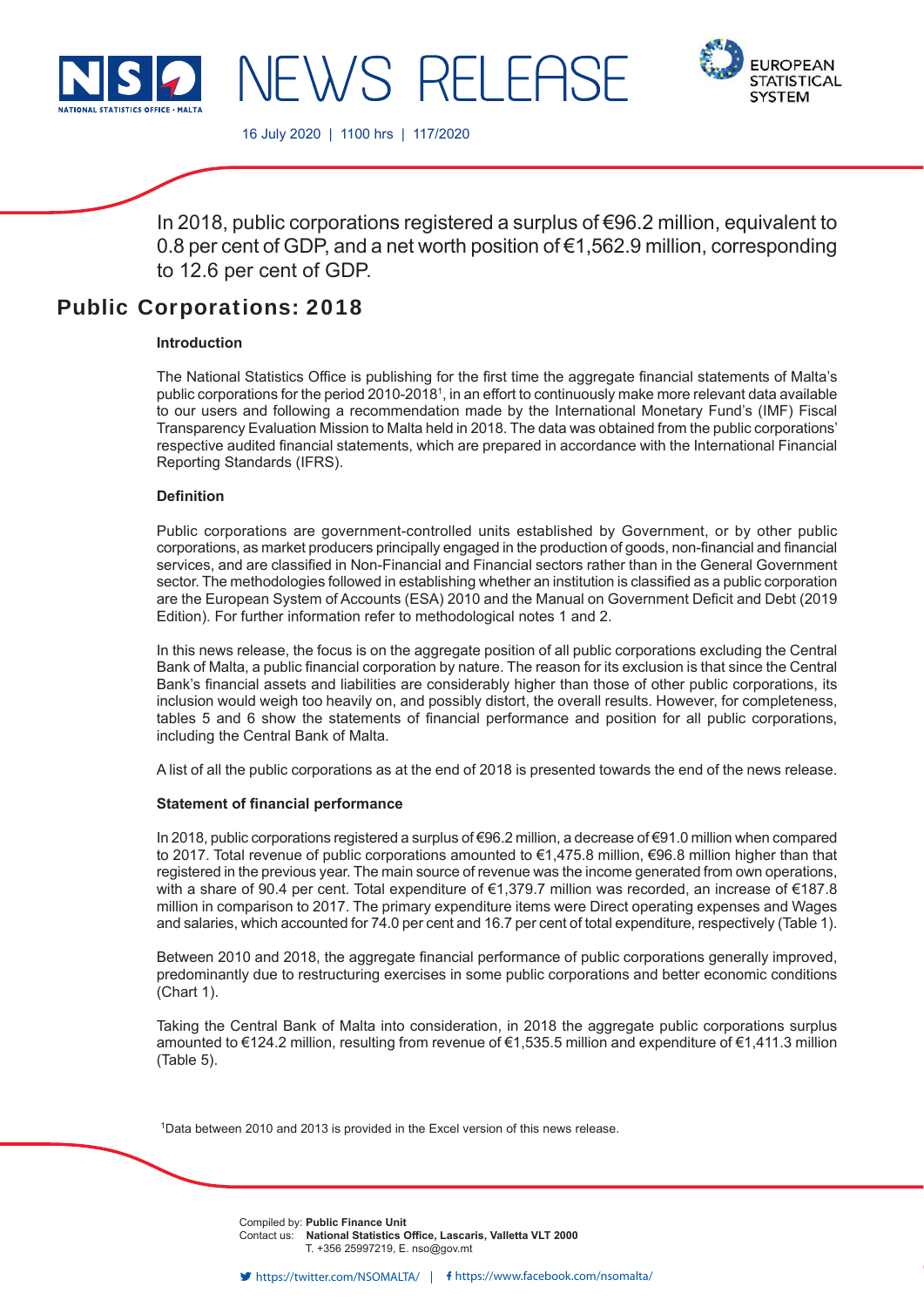NEWS RELEASE

16 July 2020 | 1100 hrs | 117/2020

In 2018, public corporations registered a surplus of €96.2 million, equivalent to 0.8 per cent of GDP, and a net worth position of €1,562.9 million, corresponding to 12.6 per cent of GDP.

# Public Corporations: 2018

### Introduction

The National Statistics Office is publishing for the first time the aggregate financial statements of Malta's public corporations for the period 2010-2018[1], in an effort to continuously make more relevant data available to our users and following a recommendation made by the International Monetary Fund's (IMF) Fiscal Transparency Evaluation Mission to Malta held in 2018. The data was obtained from the public corporations' respective audited financial statements, which are prepared in accordance with the International Financial Reporting Standards (IFRS).

### Definition

Public corporations are government-controlled units established by Government, or by other public corporations, as market producers principally engaged in the production of goods, non-financial and financial services, and are classified in Non-Financial and Financial sectors rather than in the General Government sector. The methodologies followed in establishing whether an institution is classified as a public corporation are the European System of Accounts (ESA) 2010 and the Manual on Government Deficit and Debt (2019 Edition). For further information refer to methodological notes 1 and 2.

In this news release, the focus is on the aggregate position of all public corporations excluding the Central Bank of Malta, a public financial corporation by nature. The reason for its exclusion is that since the Central Bank's financial assets and liabilities are considerably higher than those of other public corporations, its inclusion would weigh too heavily on, and possibly distort, the overall results. However, for completeness, tables 5 and 6 show the statements of financial performance and position for all public corporations, including the Central Bank of Malta.

A list of all the public corporations as at the end of 2018 is presented towards the end of the news release.

### Statement of financial performance

In 2018, public corporations registered a surplus of €96.2 million, a decrease of €91.0 million when compared to 2017. Total revenue of public corporations amounted to €1,475.8 million, €96.8 million higher than that registered in the previous year. The main source of revenue was the income generated from own operations, with a share of 90.4 per cent. Total expenditure of €1,379.7 million was recorded, an increase of €187.8 million in comparison to 2017. The primary expenditure items were Direct operating expenses and Wages and salaries, which accounted for 74.0 per cent and 16.7 per cent of total expenditure, respectively (Table 1).

Between 2010 and 2018, the aggregate financial performance of public corporations generally improved, predominantly due to restructuring exercises in some public corporations and better economic conditions (Chart 1).

Taking the Central Bank of Malta into consideration, in 2018 the aggregate public corporations surplus amounted to €124.2 million, resulting from revenue of €1,535.5 million and expenditure of €1,411.3 million (Table 5).

[1]Data between 2010 and 2013 is provided in the Excel version of this news release.

Compiled by: **Public Finance Unit**
Contact us: **National Statistics Office, Lascaris, Valletta VLT 2000**
T. +356 25997219, E. nso@gov.mt

https://twitter.com/NSOMALTA/ | https://www.facebook.com/nsomalta/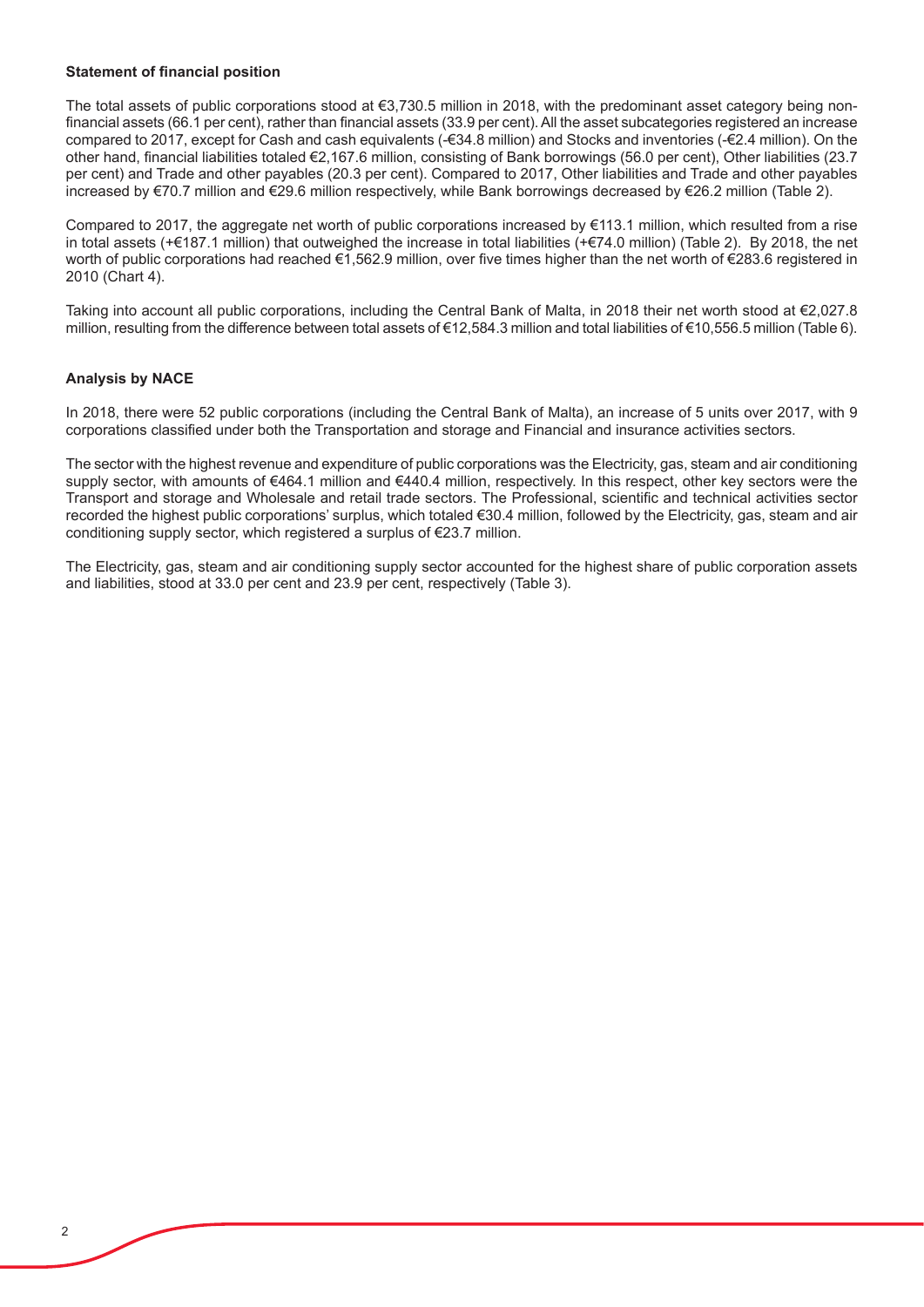**Statement of financial position**

The total assets of public corporations stood at €3,730.5 million in 2018, with the predominant asset category being non-financial assets (66.1 per cent), rather than financial assets (33.9 per cent). All the asset subcategories registered an increase compared to 2017, except for Cash and cash equivalents (-€34.8 million) and Stocks and inventories (-€2.4 million). On the other hand, financial liabilities totaled €2,167.6 million, consisting of Bank borrowings (56.0 per cent), Other liabilities (23.7 per cent) and Trade and other payables (20.3 per cent). Compared to 2017, Other liabilities and Trade and other payables increased by €70.7 million and €29.6 million respectively, while Bank borrowings decreased by €26.2 million (Table 2).

Compared to 2017, the aggregate net worth of public corporations increased by €113.1 million, which resulted from a rise in total assets (+€187.1 million) that outweighed the increase in total liabilities (+€74.0 million) (Table 2). By 2018, the net worth of public corporations had reached €1,562.9 million, over five times higher than the net worth of €283.6 registered in 2010 (Chart 4).

Taking into account all public corporations, including the Central Bank of Malta, in 2018 their net worth stood at €2,027.8 million, resulting from the difference between total assets of €12,584.3 million and total liabilities of €10,556.5 million (Table 6).

**Analysis by NACE**

In 2018, there were 52 public corporations (including the Central Bank of Malta), an increase of 5 units over 2017, with 9 corporations classified under both the Transportation and storage and Financial and insurance activities sectors.

The sector with the highest revenue and expenditure of public corporations was the Electricity, gas, steam and air conditioning supply sector, with amounts of €464.1 million and €440.4 million, respectively. In this respect, other key sectors were the Transport and storage and Wholesale and retail trade sectors. The Professional, scientific and technical activities sector recorded the highest public corporations' surplus, which totaled €30.4 million, followed by the Electricity, gas, steam and air conditioning supply sector, which registered a surplus of €23.7 million.

The Electricity, gas, steam and air conditioning supply sector accounted for the highest share of public corporation assets and liabilities, stood at 33.0 per cent and 23.9 per cent, respectively (Table 3).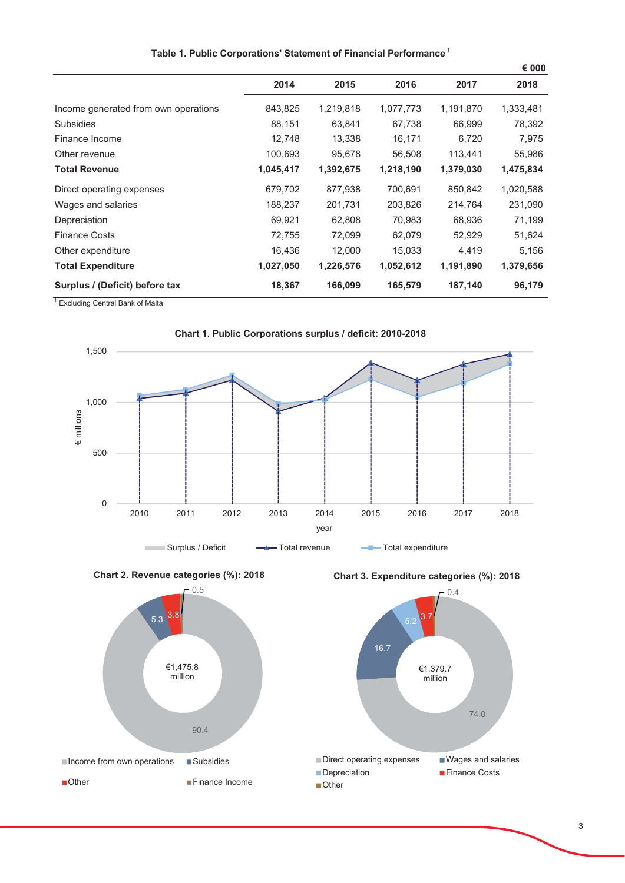**Table 1. Public Corporations' Statement of Financial Performance**[1]

€ 000

| | 2014 | 2015 | 2016 | 2017 | 2018 |
|---|---|---|---|---|---|
| Income generated from own operations | 843,825 | 1,219,818 | 1,077,773 | 1,191,870 | 1,333,481 |
| Subsidies | 88,151 | 63,841 | 67,738 | 66,999 | 78,392 |
| Finance Income | 12,748 | 13,338 | 16,171 | 6,720 | 7,975 |
| Other revenue | 100,693 | 95,678 | 56,508 | 113,441 | 55,986 |
| **Total Revenue** | **1,045,417** | **1,392,675** | **1,218,190** | **1,379,030** | **1,475,834** |
| Direct operating expenses | 679,702 | 877,938 | 700,691 | 850,842 | 1,020,588 |
| Wages and salaries | 188,237 | 201,731 | 203,826 | 214,764 | 231,090 |
| Depreciation | 69,921 | 62,808 | 70,983 | 68,936 | 71,199 |
| Finance Costs | 72,755 | 72,099 | 62,079 | 52,929 | 51,624 |
| Other expenditure | 16,436 | 12,000 | 15,033 | 4,419 | 5,156 |
| **Total Expenditure** | **1,027,050** | **1,226,576** | **1,052,612** | **1,191,890** | **1,379,656** |
| **Surplus / (Deficit) before tax** | **18,367** | **166,099** | **165,579** | **187,140** | **96,179** |

[1] Excluding Central Bank of Malta

**Chart 1. Public Corporations surplus / deficit: 2010-2018**

**Chart 2. Revenue categories (%): 2018**

**Chart 3. Expenditure categories (%): 2018**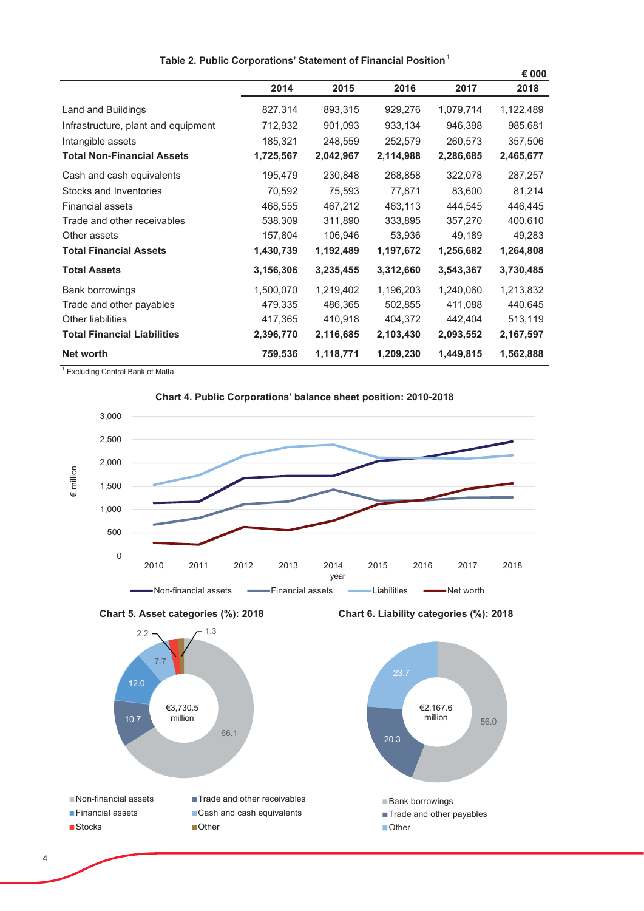**Table 2. Public Corporations' Statement of Financial Position**[1]

€ 000

| | 2014 | 2015 | 2016 | 2017 | 2018 |
|---|---|---|---|---|---|
| Land and Buildings | 827,314 | 893,315 | 929,276 | 1,079,714 | 1,122,489 |
| Infrastructure, plant and equipment | 712,932 | 901,093 | 933,134 | 946,398 | 985,681 |
| Intangible assets | 185,321 | 248,559 | 252,579 | 260,573 | 357,506 |
| **Total Non-Financial Assets** | **1,725,567** | **2,042,967** | **2,114,988** | **2,286,685** | **2,465,677** |
| Cash and cash equivalents | 195,479 | 230,848 | 268,858 | 322,078 | 287,257 |
| Stocks and Inventories | 70,592 | 75,593 | 77,871 | 83,600 | 81,214 |
| Financial assets | 468,555 | 467,212 | 463,113 | 444,545 | 446,445 |
| Trade and other receivables | 538,309 | 311,890 | 333,895 | 357,270 | 400,610 |
| Other assets | 157,804 | 106,946 | 53,936 | 49,189 | 49,283 |
| **Total Financial Assets** | **1,430,739** | **1,192,489** | **1,197,672** | **1,256,682** | **1,264,808** |
| **Total Assets** | **3,156,306** | **3,235,455** | **3,312,660** | **3,543,367** | **3,730,485** |
| Bank borrowings | 1,500,070 | 1,219,402 | 1,196,203 | 1,240,060 | 1,213,832 |
| Trade and other payables | 479,335 | 486,365 | 502,855 | 411,088 | 440,645 |
| Other liabilities | 417,365 | 410,918 | 404,372 | 442,404 | 513,119 |
| **Total Financial Liabilities** | **2,396,770** | **2,116,685** | **2,103,430** | **2,093,552** | **2,167,597** |
| **Net worth** | **759,536** | **1,118,771** | **1,209,230** | **1,449,815** | **1,562,888** |

[1] Excluding Central Bank of Malta

**Chart 4. Public Corporations' balance sheet position: 2010-2018**

**Chart 5. Asset categories (%): 2018**

**Chart 6. Liability categories (%): 2018**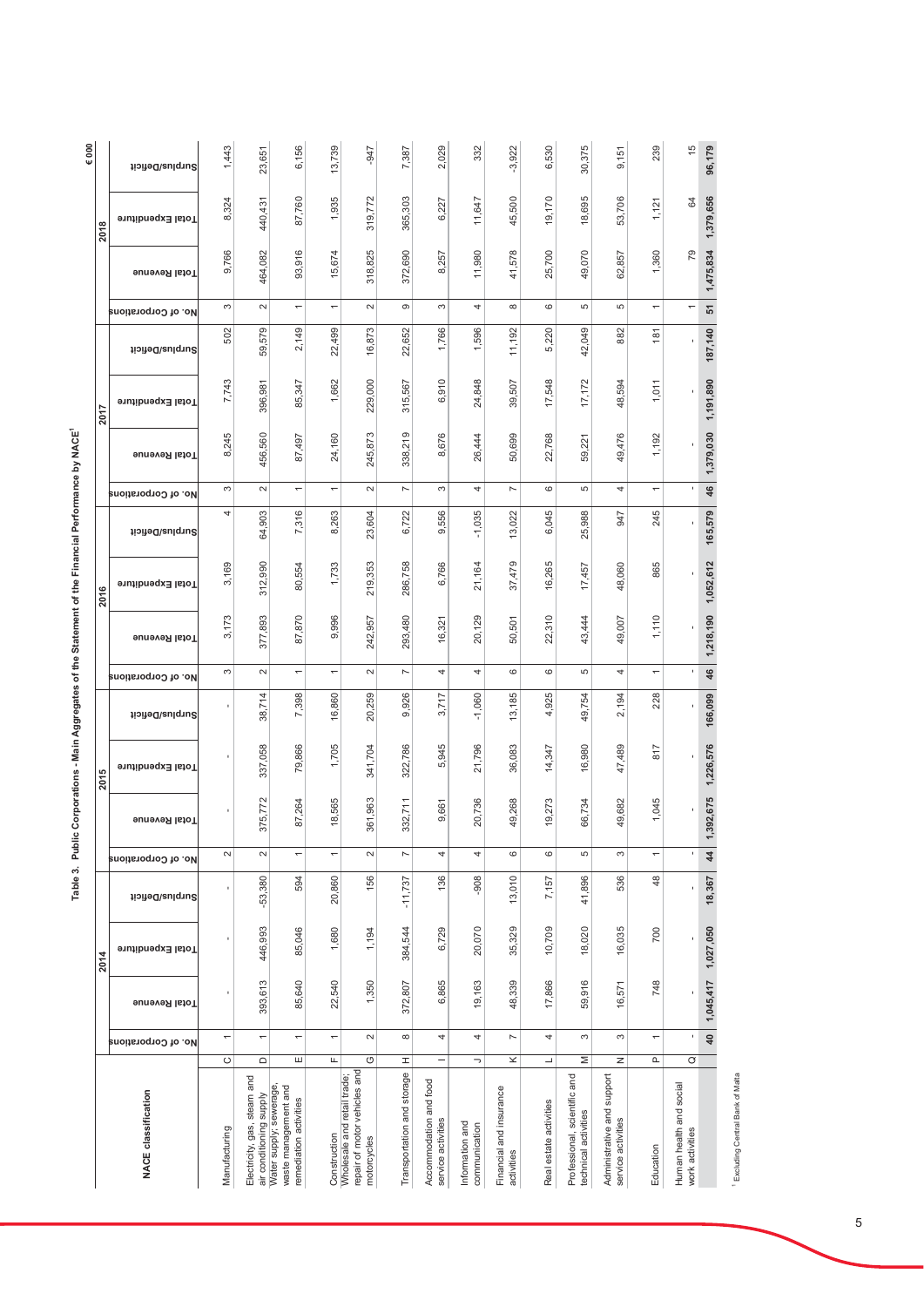**Table 3. Public Corporations - Main Aggregates of the Statement of the Financial Performance by NACE[1]**

€ 000

| NACE classification | | 2014 | | | | 2015 | | | | 2016 | | | | 2017 | | | | 2018 | | | |
|---|---|---|---|---|---|---|---|---|---|---|---|---|---|---|---|---|---|---|---|---|---|
| | | No. of Corporations | Total Revenue | Total Expenditure | Surplus/Deficit | No. of Corporations | Total Revenue | Total Expenditure | Surplus/Deficit | No. of Corporations | Total Revenue | Total Expenditure | Surplus/Deficit | No. of Corporations | Total Revenue | Total Expenditure | Surplus/Deficit | No. of Corporations | Total Revenue | Total Expenditure | Surplus/Deficit |
| Manufacturing | C | 1 | - | - | - | 2 | - | - | - | 3 | 3,173 | 3,169 | 4 | 3 | 8,245 | 7,743 | 502 | 3 | 9,766 | 8,324 | 1,443 |
| Electricity, gas, steam and air conditioning supply | D | 1 | 393,613 | 446,993 | -53,380 | 2 | 375,772 | 337,058 | 38,714 | 2 | 377,893 | 312,990 | 64,903 | 2 | 456,560 | 396,981 | 59,579 | 2 | 464,082 | 440,431 | 23,651 |
| Water supply; sewerage, waste management and remediation activities | E | 1 | 85,640 | 85,046 | 594 | 1 | 87,264 | 79,866 | 7,398 | 1 | 87,870 | 80,554 | 7,316 | 1 | 87,497 | 85,347 | 2,149 | 1 | 93,916 | 87,760 | 6,156 |
| Construction | F | 1 | 22,540 | 1,680 | 20,860 | 1 | 18,565 | 1,705 | 16,860 | 1 | 9,996 | 1,733 | 8,263 | 1 | 24,160 | 1,662 | 22,499 | 1 | 15,674 | 1,935 | 13,739 |
| Wholesale and retail trade; repair of motor vehicles and motorcycles | G | 2 | 1,350 | 1,194 | 156 | 2 | 361,963 | 341,704 | 20,259 | 2 | 242,957 | 219,353 | 23,604 | 2 | 245,873 | 229,000 | 16,873 | 2 | 318,825 | 319,772 | -947 |
| Transportation and storage | H | 8 | 372,807 | 384,544 | -11,737 | 7 | 332,711 | 322,786 | 9,926 | 7 | 293,480 | 286,758 | 6,722 | 7 | 338,219 | 315,567 | 22,652 | 9 | 372,690 | 365,303 | 7,387 |
| Accommodation and food service activities | I | 4 | 6,865 | 6,729 | 136 | 4 | 9,661 | 5,945 | 3,717 | 4 | 16,321 | 6,766 | 9,556 | 3 | 8,676 | 6,910 | 1,766 | 3 | 8,257 | 6,227 | 2,029 |
| Information and communication | J | 4 | 19,163 | 20,070 | -908 | 4 | 20,736 | 21,796 | -1,060 | 4 | 20,129 | 21,164 | -1,035 | 4 | 26,444 | 24,848 | 1,596 | 4 | 11,980 | 11,647 | 332 |
| Financial and insurance activities | K | 7 | 48,339 | 35,329 | 13,010 | 6 | 49,268 | 36,083 | 13,185 | 6 | 50,501 | 37,479 | 13,022 | 7 | 50,699 | 39,507 | 11,192 | 8 | 41,578 | 45,500 | -3,922 |
| Real estate activities | L | 4 | 17,866 | 10,709 | 7,157 | 6 | 19,273 | 14,347 | 4,925 | 6 | 22,310 | 16,265 | 6,045 | 6 | 22,768 | 17,548 | 5,220 | 6 | 25,700 | 19,170 | 6,530 |
| Professional, scientific and technical activities | M | 3 | 59,916 | 18,020 | 41,896 | 5 | 66,734 | 16,980 | 49,754 | 5 | 43,444 | 17,457 | 25,988 | 5 | 59,221 | 17,172 | 42,049 | 5 | 49,070 | 18,695 | 30,375 |
| Administrative and support service activities | N | 3 | 16,571 | 16,035 | 536 | 3 | 49,682 | 47,489 | 2,194 | 4 | 49,007 | 48,060 | 947 | 4 | 49,476 | 48,594 | 882 | 5 | 62,857 | 53,706 | 9,151 |
| Education | P | 1 | 748 | 700 | 48 | 1 | 1,045 | 817 | 228 | 1 | 1,110 | 865 | 245 | 1 | 1,192 | 1,011 | 181 | 1 | 1,360 | 1,121 | 239 |
| Human health and social work activities | Q | - | - | - | - | - | - | - | - | - | - | - | - | - | - | - | - | 1 | 79 | 64 | 15 |
| | | 40 | 1,045,417 | 1,027,050 | 18,367 | 44 | 1,392,675 | 1,226,576 | 166,099 | 46 | 1,218,190 | 1,052,612 | 165,579 | 46 | 1,379,030 | 1,191,890 | 187,140 | 51 | 1,475,834 | 1,379,656 | 96,179 |

[1] Excluding Central Bank of Malta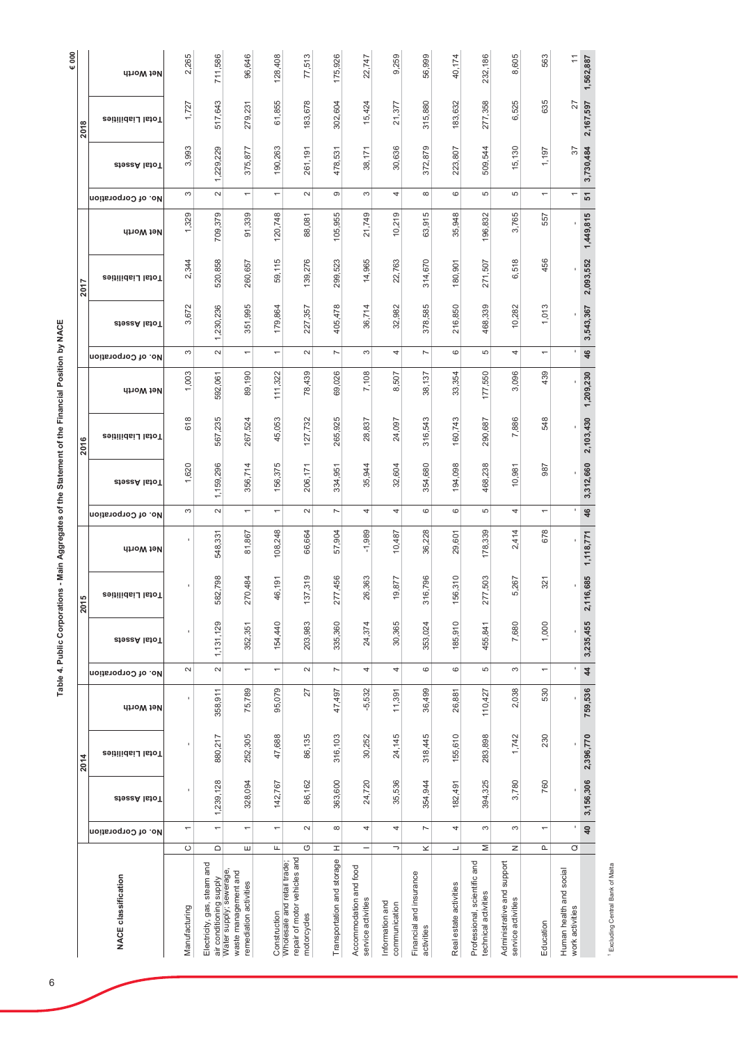# Table 4. Public Corporations - Main Aggregates of the Statement of the Financial Position by NACE

€ 000

| NACE classification | | 2014 | | | | 2015 | | | | 2016 | | | | 2017 | | | | 2018 | | | |
|---|---|---|---|---|---|---|---|---|---|---|---|---|---|---|---|---|---|---|---|---|---|
| | | No. of Corporation | Total Assets | Total Liabilities | Net Worth | No. of Corporation | Total Assets | Total Liabilities | Net Worth | No. of Corporation | Total Assets | Total Liabilities | Net Worth | No. of Corporation | Total Assets | Total Liabilities | Net Worth | No. of Corporation | Total Assets | Total Liabilities | Net Worth |
| Manufacturing | C | 1 | - | - | - | 2 | - | - | - | 3 | 1,620 | 618 | 1,003 | 3 | 3,672 | 2,344 | 1,329 | 3 | 3,993 | 1,727 | 2,265 |
| Electricity, gas, steam and air conditioning supply | D | 1 | 1,239,128 | 880,217 | 358,911 | 2 | 1,131,129 | 582,798 | 548,331 | 2 | 1,159,296 | 567,235 | 592,061 | 2 | 1,230,236 | 520,858 | 709,379 | 2 | 1,229,229 | 517,643 | 711,586 |
| Water supply; sewerage, waste management and remediation activities | E | 1 | 328,094 | 252,305 | 75,789 | 1 | 352,351 | 270,484 | 81,867 | 1 | 356,714 | 267,524 | 89,190 | 1 | 351,995 | 260,657 | 91,339 | 1 | 375,877 | 279,231 | 96,646 |
| Construction | F | 1 | 142,767 | 47,688 | 95,079 | 1 | 154,440 | 46,191 | 108,248 | 1 | 156,375 | 45,053 | 111,322 | 1 | 179,864 | 59,115 | 120,748 | 1 | 190,263 | 61,855 | 128,408 |
| Wholesale and retail trade; repair of motor vehicles and motorcycles | G | 2 | 86,162 | 86,135 | 27 | 2 | 203,983 | 137,319 | 66,664 | 2 | 206,171 | 127,732 | 78,439 | 2 | 227,357 | 139,276 | 88,081 | 2 | 261,191 | 183,678 | 77,513 |
| Transportation and storage | H | 8 | 363,600 | 316,103 | 47,497 | 7 | 335,360 | 277,456 | 57,904 | 7 | 334,951 | 265,925 | 69,026 | 7 | 405,478 | 299,523 | 105,955 | 9 | 478,531 | 302,604 | 175,926 |
| Accommodation and food service activities | I | 4 | 24,720 | 30,252 | -5,532 | 4 | 24,374 | 26,363 | -1,989 | 4 | 35,944 | 28,837 | 7,108 | 3 | 36,714 | 14,965 | 21,749 | 3 | 38,171 | 15,424 | 22,747 |
| Information and communication | J | 4 | 35,536 | 24,145 | 11,391 | 4 | 30,365 | 19,877 | 10,487 | 4 | 32,604 | 24,097 | 8,507 | 4 | 32,982 | 22,763 | 10,219 | 4 | 30,636 | 21,377 | 9,259 |
| Financial and insurance activities | K | 7 | 354,944 | 318,445 | 36,499 | 6 | 353,024 | 316,796 | 36,228 | 6 | 354,680 | 316,543 | 38,137 | 7 | 378,585 | 314,670 | 63,915 | 8 | 372,879 | 315,880 | 56,999 |
| Real estate activities | L | 4 | 182,491 | 155,610 | 26,881 | 6 | 185,910 | 156,310 | 29,601 | 6 | 194,098 | 160,743 | 33,354 | 6 | 216,850 | 180,901 | 35,948 | 6 | 223,807 | 183,632 | 40,174 |
| Professional, scientific and technical activities | M | 3 | 394,325 | 283,898 | 110,427 | 5 | 455,841 | 277,503 | 178,339 | 5 | 468,238 | 290,687 | 177,550 | 5 | 468,339 | 271,507 | 196,832 | 5 | 509,544 | 277,358 | 232,186 |
| Administrative and support service activities | N | 3 | 3,780 | 1,742 | 2,038 | 3 | 7,680 | 5,267 | 2,414 | 4 | 10,981 | 7,886 | 3,096 | 4 | 10,282 | 6,518 | 3,765 | 5 | 15,130 | 6,525 | 8,605 |
| Education | P | 1 | 760 | 230 | 530 | 1 | 1,000 | 321 | 678 | 1 | 987 | 548 | 439 | 1 | 1,013 | 456 | 557 | 1 | 1,197 | 635 | 563 |
| Human health and social work activities | Q | - | - | - | - | - | - | - | - | - | - | - | - | - | - | - | - | 1 | 37 | 27 | 11 |
| | | **40** | **3,156,306** | **2,396,770** | **759,536** | **44** | **3,235,455** | **2,116,685** | **1,118,771** | **46** | **3,312,660** | **2,103,430** | **1,209,230** | **46** | **3,543,367** | **2,093,552** | **1,449,815** | **51** | **3,730,484** | **2,167,597** | **1,562,887** |

[1] Excluding Central Bank of Malta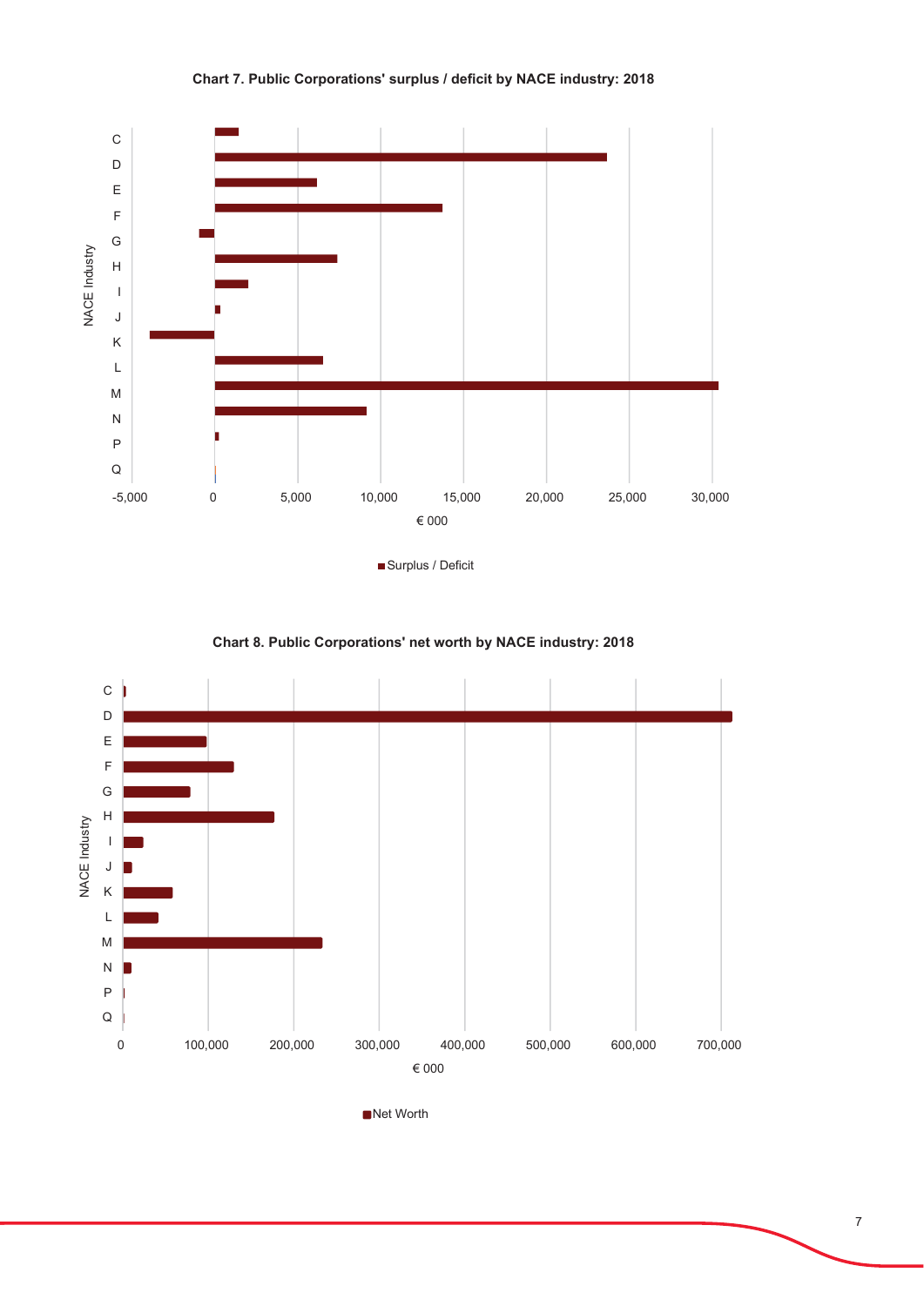**Chart 7. Public Corporations' surplus / deficit by NACE industry: 2018**

NACE Industry: C, D, E, F, G, H, I, J, K, L, M, N, P, Q

€ 000: -5,000, 0, 5,000, 10,000, 15,000, 20,000, 25,000, 30,000

Surplus / Deficit

**Chart 8. Public Corporations' net worth by NACE industry: 2018**

NACE Industry: C, D, E, F, G, H, I, J, K, L, M, N, P, Q

€ 000: 0, 100,000, 200,000, 300,000, 400,000, 500,000, 600,000, 700,000

Net Worth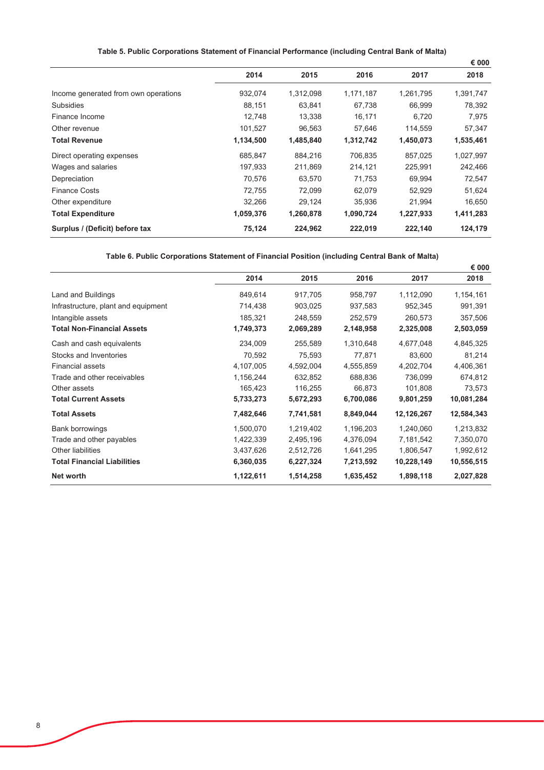**Table 5. Public Corporations Statement of Financial Performance (including Central Bank of Malta)**

€ 000

| | 2014 | 2015 | 2016 | 2017 | 2018 |
|---|---|---|---|---|---|
| Income generated from own operations | 932,074 | 1,312,098 | 1,171,187 | 1,261,795 | 1,391,747 |
| Subsidies | 88,151 | 63,841 | 67,738 | 66,999 | 78,392 |
| Finance Income | 12,748 | 13,338 | 16,171 | 6,720 | 7,975 |
| Other revenue | 101,527 | 96,563 | 57,646 | 114,559 | 57,347 |
| **Total Revenue** | **1,134,500** | **1,485,840** | **1,312,742** | **1,450,073** | **1,535,461** |
| Direct operating expenses | 685,847 | 884,216 | 706,835 | 857,025 | 1,027,997 |
| Wages and salaries | 197,933 | 211,869 | 214,121 | 225,991 | 242,466 |
| Depreciation | 70,576 | 63,570 | 71,753 | 69,994 | 72,547 |
| Finance Costs | 72,755 | 72,099 | 62,079 | 52,929 | 51,624 |
| Other expenditure | 32,266 | 29,124 | 35,936 | 21,994 | 16,650 |
| **Total Expenditure** | **1,059,376** | **1,260,878** | **1,090,724** | **1,227,933** | **1,411,283** |
| **Surplus / (Deficit) before tax** | **75,124** | **224,962** | **222,019** | **222,140** | **124,179** |

**Table 6. Public Corporations Statement of Financial Position (including Central Bank of Malta)**

€ 000

| | 2014 | 2015 | 2016 | 2017 | 2018 |
|---|---|---|---|---|---|
| Land and Buildings | 849,614 | 917,705 | 958,797 | 1,112,090 | 1,154,161 |
| Infrastructure, plant and equipment | 714,438 | 903,025 | 937,583 | 952,345 | 991,391 |
| Intangible assets | 185,321 | 248,559 | 252,579 | 260,573 | 357,506 |
| **Total Non-Financial Assets** | **1,749,373** | **2,069,289** | **2,148,958** | **2,325,008** | **2,503,059** |
| Cash and cash equivalents | 234,009 | 255,589 | 1,310,648 | 4,677,048 | 4,845,325 |
| Stocks and Inventories | 70,592 | 75,593 | 77,871 | 83,600 | 81,214 |
| Financial assets | 4,107,005 | 4,592,004 | 4,555,859 | 4,202,704 | 4,406,361 |
| Trade and other receivables | 1,156,244 | 632,852 | 688,836 | 736,099 | 674,812 |
| Other assets | 165,423 | 116,255 | 66,873 | 101,808 | 73,573 |
| **Total Current Assets** | **5,733,273** | **5,672,293** | **6,700,086** | **9,801,259** | **10,081,284** |
| **Total Assets** | **7,482,646** | **7,741,581** | **8,849,044** | **12,126,267** | **12,584,343** |
| Bank borrowings | 1,500,070 | 1,219,402 | 1,196,203 | 1,240,060 | 1,213,832 |
| Trade and other payables | 1,422,339 | 2,495,196 | 4,376,094 | 7,181,542 | 7,350,070 |
| Other liabilities | 3,437,626 | 2,512,726 | 1,641,295 | 1,806,547 | 1,992,612 |
| **Total Financial Liabilities** | **6,360,035** | **6,227,324** | **7,213,592** | **10,228,149** | **10,556,515** |
| **Net worth** | **1,122,611** | **1,514,258** | **1,635,452** | **1,898,118** | **2,027,828** |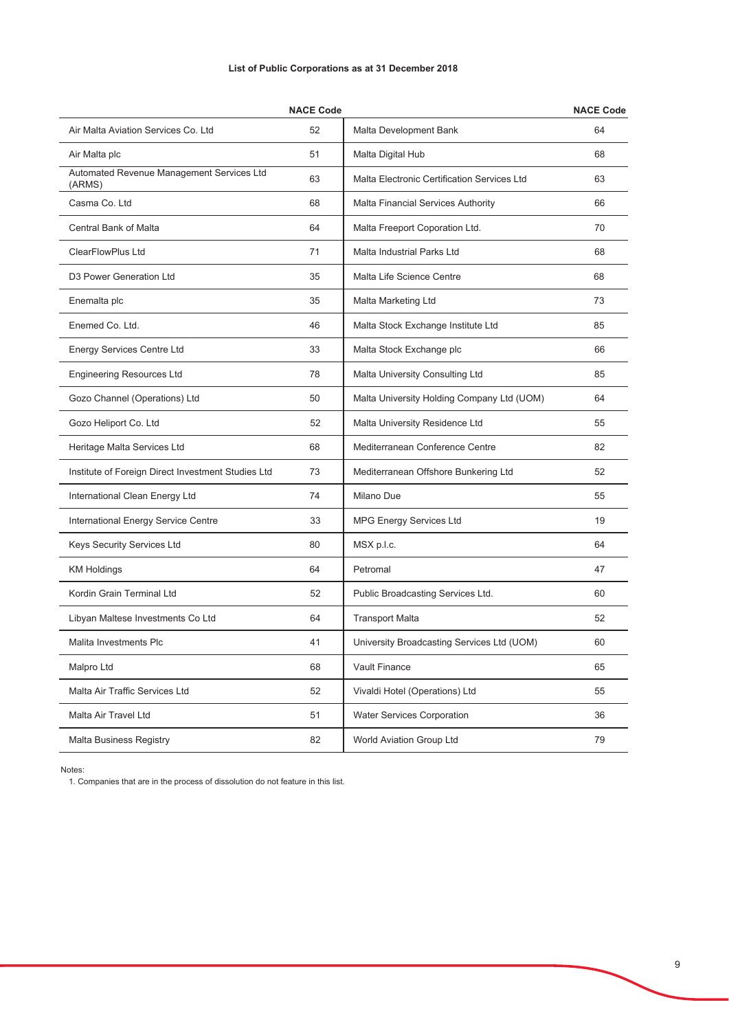**List of Public Corporations as at 31 December 2018**

| | NACE Code | | NACE Code |
|---|---|---|---|
| Air Malta Aviation Services Co. Ltd | 52 | Malta Development Bank | 64 |
| Air Malta plc | 51 | Malta Digital Hub | 68 |
| Automated Revenue Management Services Ltd (ARMS) | 63 | Malta Electronic Certification Services Ltd | 63 |
| Casma Co. Ltd | 68 | Malta Financial Services Authority | 66 |
| Central Bank of Malta | 64 | Malta Freeport Coporation Ltd. | 70 |
| ClearFlowPlus Ltd | 71 | Malta Industrial Parks Ltd | 68 |
| D3 Power Generation Ltd | 35 | Malta Life Science Centre | 68 |
| Enemalta plc | 35 | Malta Marketing Ltd | 73 |
| Enemed Co. Ltd. | 46 | Malta Stock Exchange Institute Ltd | 85 |
| Energy Services Centre Ltd | 33 | Malta Stock Exchange plc | 66 |
| Engineering Resources Ltd | 78 | Malta University Consulting Ltd | 85 |
| Gozo Channel (Operations) Ltd | 50 | Malta University Holding Company Ltd (UOM) | 64 |
| Gozo Heliport Co. Ltd | 52 | Malta University Residence Ltd | 55 |
| Heritage Malta Services Ltd | 68 | Mediterranean Conference Centre | 82 |
| Institute of Foreign Direct Investment Studies Ltd | 73 | Mediterranean Offshore Bunkering Ltd | 52 |
| International Clean Energy Ltd | 74 | Milano Due | 55 |
| International Energy Service Centre | 33 | MPG Energy Services Ltd | 19 |
| Keys Security Services Ltd | 80 | MSX p.l.c. | 64 |
| KM Holdings | 64 | Petromal | 47 |
| Kordin Grain Terminal Ltd | 52 | Public Broadcasting Services Ltd. | 60 |
| Libyan Maltese Investments Co Ltd | 64 | Transport Malta | 52 |
| Malita Investments Plc | 41 | University Broadcasting Services Ltd (UOM) | 60 |
| Malpro Ltd | 68 | Vault Finance | 65 |
| Malta Air Traffic Services Ltd | 52 | Vivaldi Hotel (Operations) Ltd | 55 |
| Malta Air Travel Ltd | 51 | Water Services Corporation | 36 |
| Malta Business Registry | 82 | World Aviation Group Ltd | 79 |

Notes:
1. Companies that are in the process of dissolution do not feature in this list.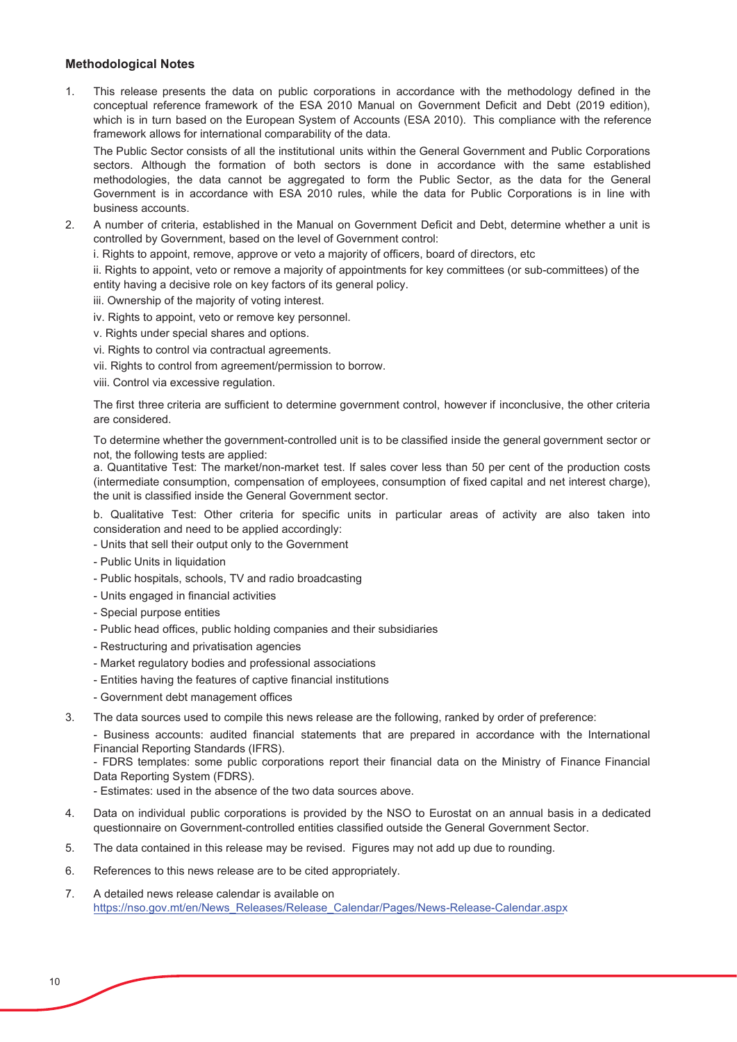### Methodological Notes

1. This release presents the data on public corporations in accordance with the methodology defined in the conceptual reference framework of the ESA 2010 Manual on Government Deficit and Debt (2019 edition), which is in turn based on the European System of Accounts (ESA 2010). This compliance with the reference framework allows for international comparability of the data.

   The Public Sector consists of all the institutional units within the General Government and Public Corporations sectors. Although the formation of both sectors is done in accordance with the same established methodologies, the data cannot be aggregated to form the Public Sector, as the data for the General Government is in accordance with ESA 2010 rules, while the data for Public Corporations is in line with business accounts.

2. A number of criteria, established in the Manual on Government Deficit and Debt, determine whether a unit is controlled by Government, based on the level of Government control:

   i. Rights to appoint, remove, approve or veto a majority of officers, board of directors, etc

   ii. Rights to appoint, veto or remove a majority of appointments for key committees (or sub-committees) of the entity having a decisive role on key factors of its general policy.

   iii. Ownership of the majority of voting interest.

   iv. Rights to appoint, veto or remove key personnel.

   v. Rights under special shares and options.

   vi. Rights to control via contractual agreements.

   vii. Rights to control from agreement/permission to borrow.

   viii. Control via excessive regulation.

   The first three criteria are sufficient to determine government control, however if inconclusive, the other criteria are considered.

   To determine whether the government-controlled unit is to be classified inside the general government sector or not, the following tests are applied:

   a. Quantitative Test: The market/non-market test. If sales cover less than 50 per cent of the production costs (intermediate consumption, compensation of employees, consumption of fixed capital and net interest charge), the unit is classified inside the General Government sector.

   b. Qualitative Test: Other criteria for specific units in particular areas of activity are also taken into consideration and need to be applied accordingly:

   - Units that sell their output only to the Government
   - Public Units in liquidation
   - Public hospitals, schools, TV and radio broadcasting
   - Units engaged in financial activities
   - Special purpose entities
   - Public head offices, public holding companies and their subsidiaries
   - Restructuring and privatisation agencies
   - Market regulatory bodies and professional associations
   - Entities having the features of captive financial institutions
   - Government debt management offices

3. The data sources used to compile this news release are the following, ranked by order of preference:

   - Business accounts: audited financial statements that are prepared in accordance with the International Financial Reporting Standards (IFRS).
   - FDRS templates: some public corporations report their financial data on the Ministry of Finance Financial Data Reporting System (FDRS).
   - Estimates: used in the absence of the two data sources above.

4. Data on individual public corporations is provided by the NSO to Eurostat on an annual basis in a dedicated questionnaire on Government-controlled entities classified outside the General Government Sector.

5. The data contained in this release may be revised. Figures may not add up due to rounding.

6. References to this news release are to be cited appropriately.

7. A detailed news release calendar is available on https://nso.gov.mt/en/News_Releases/Release_Calendar/Pages/News-Release-Calendar.aspx